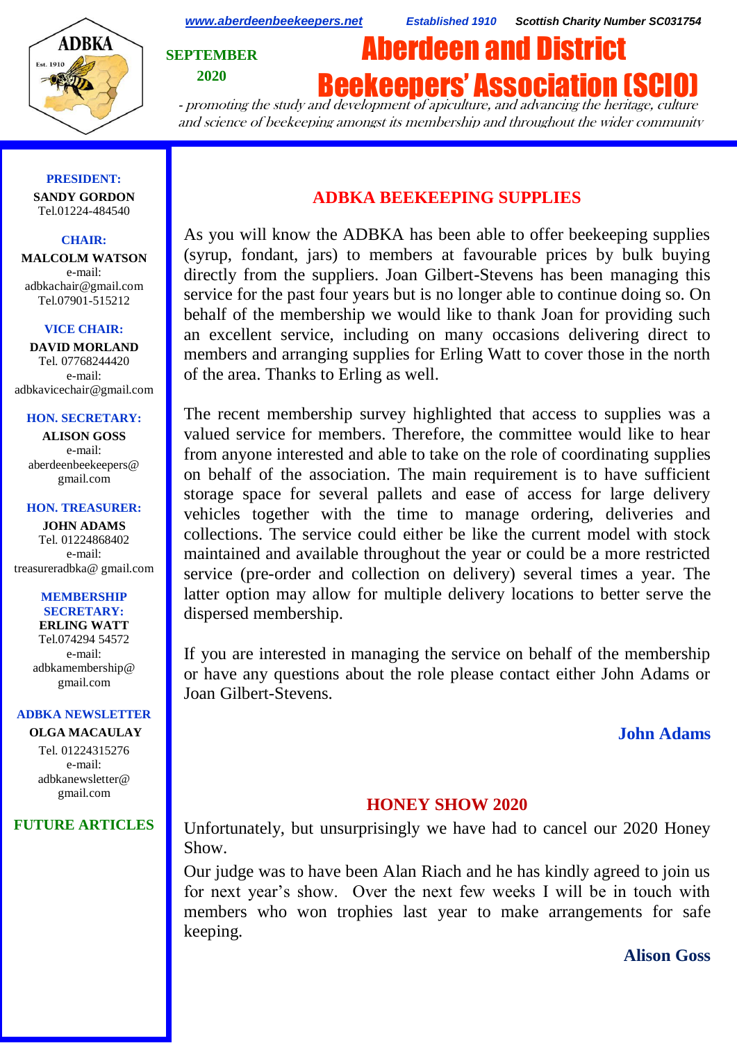www.aberdeenbeekeepers.net Established 1910 Scottish Charity Number SC031754

ADBKA Est. 1910

SEPTEMBER 2020

# Aberdeen and District Beekeepers' Association (SCIO)

*- promoting the study and development of apiculture, and advancing the heritage, culture and science of beekeeping amongst its membership and throughout the wider community*

**PRESIDENT:**
**SANDY GORDON**
Tel.01224-484540

**CHAIR:**
**MALCOLM WATSON**
e-mail: adbkachair@gmail.com
Tel.07901-515212

**VICE CHAIR:**
**DAVID MORLAND**
Tel. 07768244420
e-mail: adbkavicechair@gmail.com

**HON. SECRETARY:**
**ALISON GOSS**
e-mail: aberdeenbeekeepers@gmail.com

**HON. TREASURER:**
**JOHN ADAMS**
Tel. 01224868402
e-mail: treasureradbka@ gmail.com

**MEMBERSHIP SECRETARY:**
**ERLING WATT**
Tel.074294 54572
e-mail: adbkamembership@gmail.com

**ADBKA NEWSLETTER**
**OLGA MACAULAY**
Tel. 01224315276
e-mail: adbkanewsletter@gmail.com

**FUTURE ARTICLES**

## ADBKA BEEKEEPING SUPPLIES

As you will know the ADBKA has been able to offer beekeeping supplies (syrup, fondant, jars) to members at favourable prices by bulk buying directly from the suppliers. Joan Gilbert-Stevens has been managing this service for the past four years but is no longer able to continue doing so. On behalf of the membership we would like to thank Joan for providing such an excellent service, including on many occasions delivering direct to members and arranging supplies for Erling Watt to cover those in the north of the area. Thanks to Erling as well.

The recent membership survey highlighted that access to supplies was a valued service for members. Therefore, the committee would like to hear from anyone interested and able to take on the role of coordinating supplies on behalf of the association. The main requirement is to have sufficient storage space for several pallets and ease of access for large delivery vehicles together with the time to manage ordering, deliveries and collections. The service could either be like the current model with stock maintained and available throughout the year or could be a more restricted service (pre-order and collection on delivery) several times a year. The latter option may allow for multiple delivery locations to better serve the dispersed membership.

If you are interested in managing the service on behalf of the membership or have any questions about the role please contact either John Adams or Joan Gilbert-Stevens.

**John Adams**

## HONEY SHOW 2020

Unfortunately, but unsurprisingly we have had to cancel our 2020 Honey Show.

Our judge was to have been Alan Riach and he has kindly agreed to join us for next year's show. Over the next few weeks I will be in touch with members who won trophies last year to make arrangements for safe keeping.

**Alison Goss**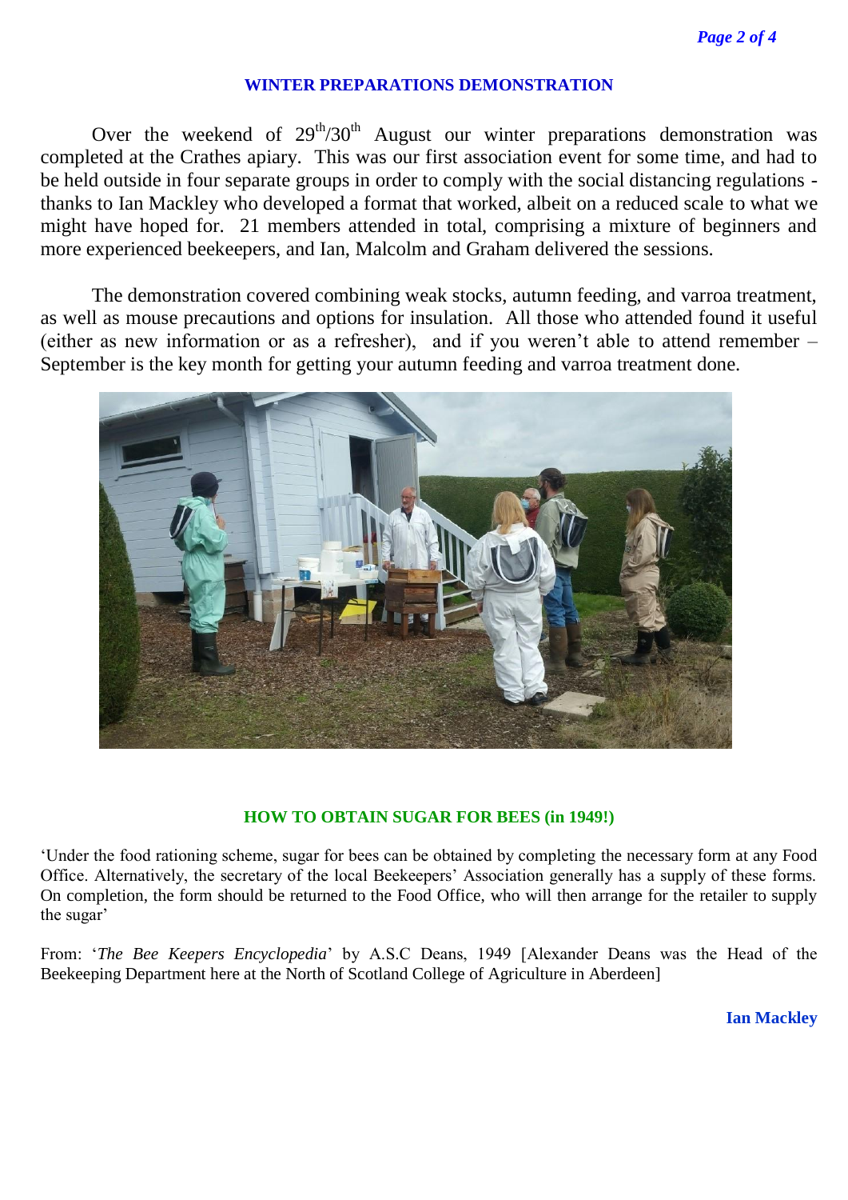## WINTER PREPARATIONS DEMONSTRATION

Over the weekend of $29^{th}/30^{th}$ August our winter preparations demonstration was completed at the Crathes apiary. This was our first association event for some time, and had to be held outside in four separate groups in order to comply with the social distancing regulations - thanks to Ian Mackley who developed a format that worked, albeit on a reduced scale to what we might have hoped for. 21 members attended in total, comprising a mixture of beginners and more experienced beekeepers, and Ian, Malcolm and Graham delivered the sessions.

The demonstration covered combining weak stocks, autumn feeding, and varroa treatment, as well as mouse precautions and options for insulation. All those who attended found it useful (either as new information or as a refresher), and if you weren't able to attend remember – September is the key month for getting your autumn feeding and varroa treatment done.

## HOW TO OBTAIN SUGAR FOR BEES (in 1949!)

'Under the food rationing scheme, sugar for bees can be obtained by completing the necessary form at any Food Office. Alternatively, the secretary of the local Beekeepers' Association generally has a supply of these forms. On completion, the form should be returned to the Food Office, who will then arrange for the retailer to supply the sugar'

From: '*The Bee Keepers Encyclopedia*' by A.S.C Deans, 1949 [Alexander Deans was the Head of the Beekeeping Department here at the North of Scotland College of Agriculture in Aberdeen]

**Ian Mackley**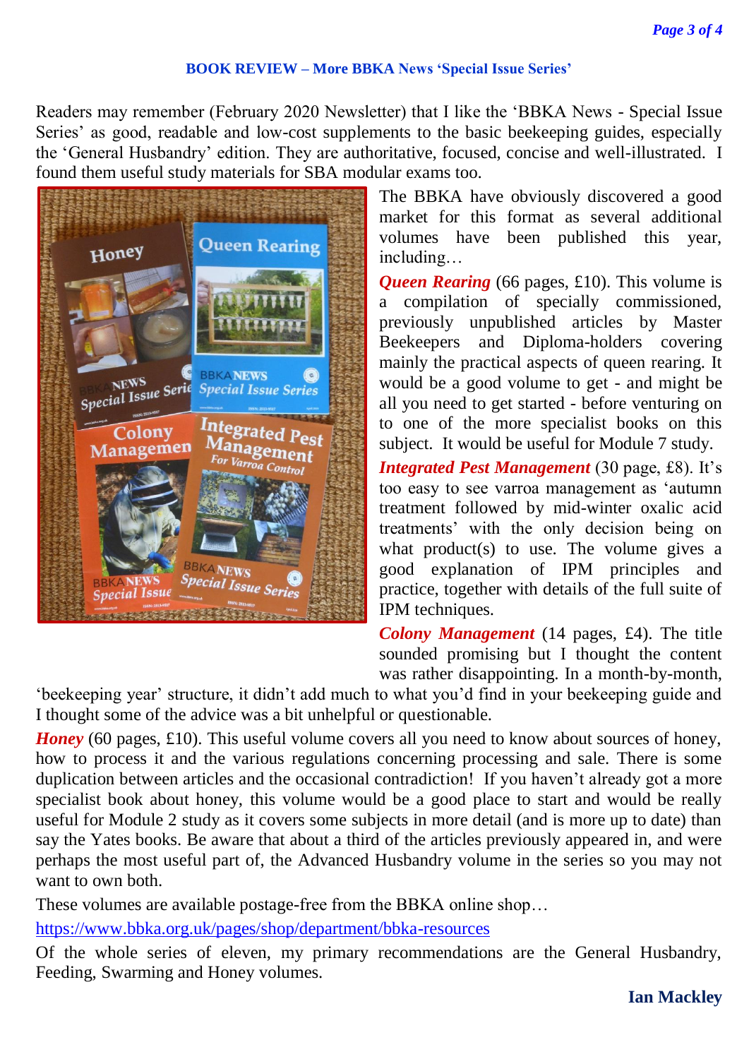### BOOK REVIEW – More BBKA News 'Special Issue Series'

Readers may remember (February 2020 Newsletter) that I like the 'BBKA News - Special Issue Series' as good, readable and low-cost supplements to the basic beekeeping guides, especially the 'General Husbandry' edition. They are authoritative, focused, concise and well-illustrated. I found them useful study materials for SBA modular exams too.

The BBKA have obviously discovered a good market for this format as several additional volumes have been published this year, including…

***Queen Rearing*** (66 pages, £10). This volume is a compilation of specially commissioned, previously unpublished articles by Master Beekeepers and Diploma-holders covering mainly the practical aspects of queen rearing. It would be a good volume to get - and might be all you need to get started - before venturing on to one of the more specialist books on this subject. It would be useful for Module 7 study.

***Integrated Pest Management*** (30 page, £8). It's too easy to see varroa management as 'autumn treatment followed by mid-winter oxalic acid treatments' with the only decision being on what product(s) to use. The volume gives a good explanation of IPM principles and practice, together with details of the full suite of IPM techniques.

***Colony Management*** (14 pages, £4). The title sounded promising but I thought the content was rather disappointing. In a month-by-month, 'beekeeping year' structure, it didn't add much to what you'd find in your beekeeping guide and I thought some of the advice was a bit unhelpful or questionable.

***Honey*** (60 pages, £10). This useful volume covers all you need to know about sources of honey, how to process it and the various regulations concerning processing and sale. There is some duplication between articles and the occasional contradiction! If you haven't already got a more specialist book about honey, this volume would be a good place to start and would be really useful for Module 2 study as it covers some subjects in more detail (and is more up to date) than say the Yates books. Be aware that about a third of the articles previously appeared in, and were perhaps the most useful part of, the Advanced Husbandry volume in the series so you may not want to own both.

These volumes are available postage-free from the BBKA online shop…

https://www.bbka.org.uk/pages/shop/department/bbka-resources

Of the whole series of eleven, my primary recommendations are the General Husbandry, Feeding, Swarming and Honey volumes.

**Ian Mackley**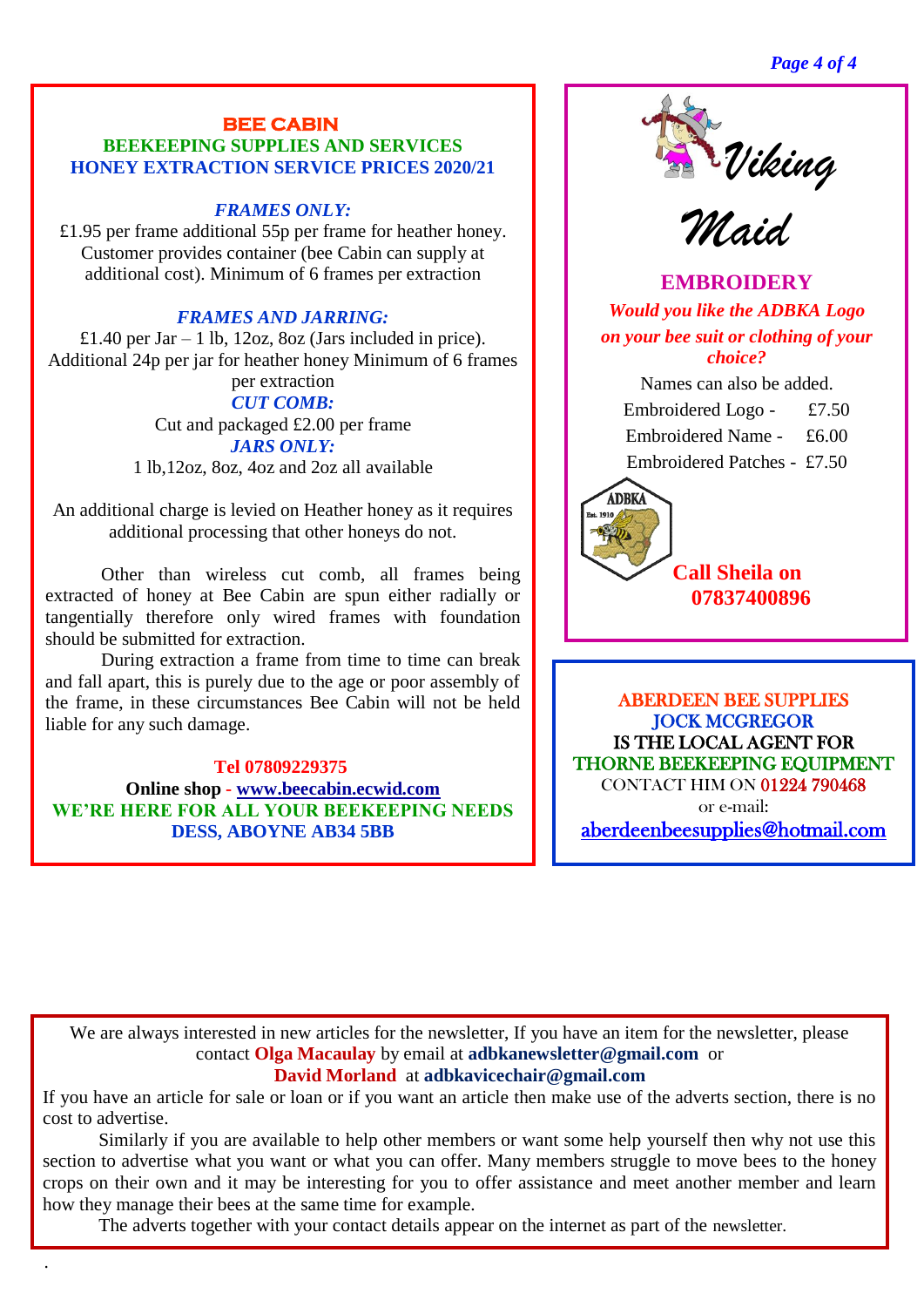## BEE CABIN

**BEEKEEPING SUPPLIES AND SERVICES**

**HONEY EXTRACTION SERVICE PRICES 2020/21**

***FRAMES ONLY:***

£1.95 per frame additional 55p per frame for heather honey. Customer provides container (bee Cabin can supply at additional cost). Minimum of 6 frames per extraction

***FRAMES AND JARRING:***

£1.40 per Jar – 1 lb, 12oz, 8oz (Jars included in price). Additional 24p per jar for heather honey Minimum of 6 frames per extraction

***CUT COMB:***

Cut and packaged £2.00 per frame

***JARS ONLY:***

1 lb,12oz, 8oz, 4oz and 2oz all available

An additional charge is levied on Heather honey as it requires additional processing that other honeys do not.

Other than wireless cut comb, all frames being extracted of honey at Bee Cabin are spun either radially or tangentially therefore only wired frames with foundation should be submitted for extraction.

During extraction a frame from time to time can break and fall apart, this is purely due to the age or poor assembly of the frame, in these circumstances Bee Cabin will not be held liable for any such damage.

**Tel 07809229375**

**Online shop - www.beecabin.ecwid.com**

**WE'RE HERE FOR ALL YOUR BEEKEEPING NEEDS**

**DESS, ABOYNE AB34 5BB**

## Viking Maid

**EMBROIDERY**

***Would you like the ADBKA Logo on your bee suit or clothing of your choice?***

Names can also be added.

Embroidered Logo - £7.50
Embroidered Name - £6.00
Embroidered Patches - £7.50

ADBKA Est. 1910

**Call Sheila on 07837400896**

**ABERDEEN BEE SUPPLIES**

**JOCK MCGREGOR**

**IS THE LOCAL AGENT FOR**

**THORNE BEEKEEPING EQUIPMENT**

CONTACT HIM ON 01224 790468

or e-mail:

aberdeenbeesupplies@hotmail.com

We are always interested in new articles for the newsletter, If you have an item for the newsletter, please contact **Olga Macaulay** by email at **adbkanewsletter@gmail.com** or **David Morland** at **adbkavicechair@gmail.com**

If you have an article for sale or loan or if you want an article then make use of the adverts section, there is no cost to advertise.

Similarly if you are available to help other members or want some help yourself then why not use this section to advertise what you want or what you can offer. Many members struggle to move bees to the honey crops on their own and it may be interesting for you to offer assistance and meet another member and learn how they manage their bees at the same time for example.

The adverts together with your contact details appear on the internet as part of the newsletter.